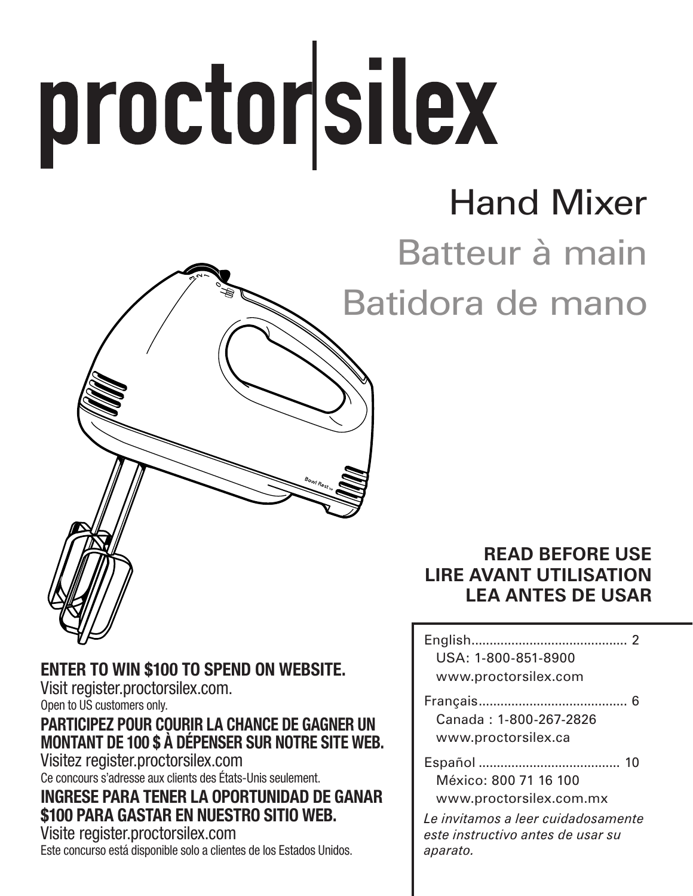# proctor|silex

## Hand Mixer
## Batteur à main
## Batidora de mano

**READ BEFORE USE**
**LIRE AVANT UTILISATION**
**LEA ANTES DE USAR**

English........................................... 2
USA: 1-800-851-8900
www.proctorsilex.com

Français......................................... 6
Canada : 1-800-267-2826
www.proctorsilex.ca

Español ....................................... 10
México: 800 71 16 100
www.proctorsilex.com.mx

*Le invitamos a leer cuidadosamente este instructivo antes de usar su aparato.*

**ENTER TO WIN $100 TO SPEND ON WEBSITE.**
Visit register.proctorsilex.com.
Open to US customers only.

**PARTICIPEZ POUR COURIR LA CHANCE DE GAGNER UN MONTANT DE 100 $ À DÉPENSER SUR NOTRE SITE WEB.**
Visitez register.proctorsilex.com
Ce concours s'adresse aux clients des États-Unis seulement.

**INGRESE PARA TENER LA OPORTUNIDAD DE GANAR $100 PARA GASTAR EN NUESTRO SITIO WEB.**
Visite register.proctorsilex.com
Este concurso está disponible solo a clientes de los Estados Unidos.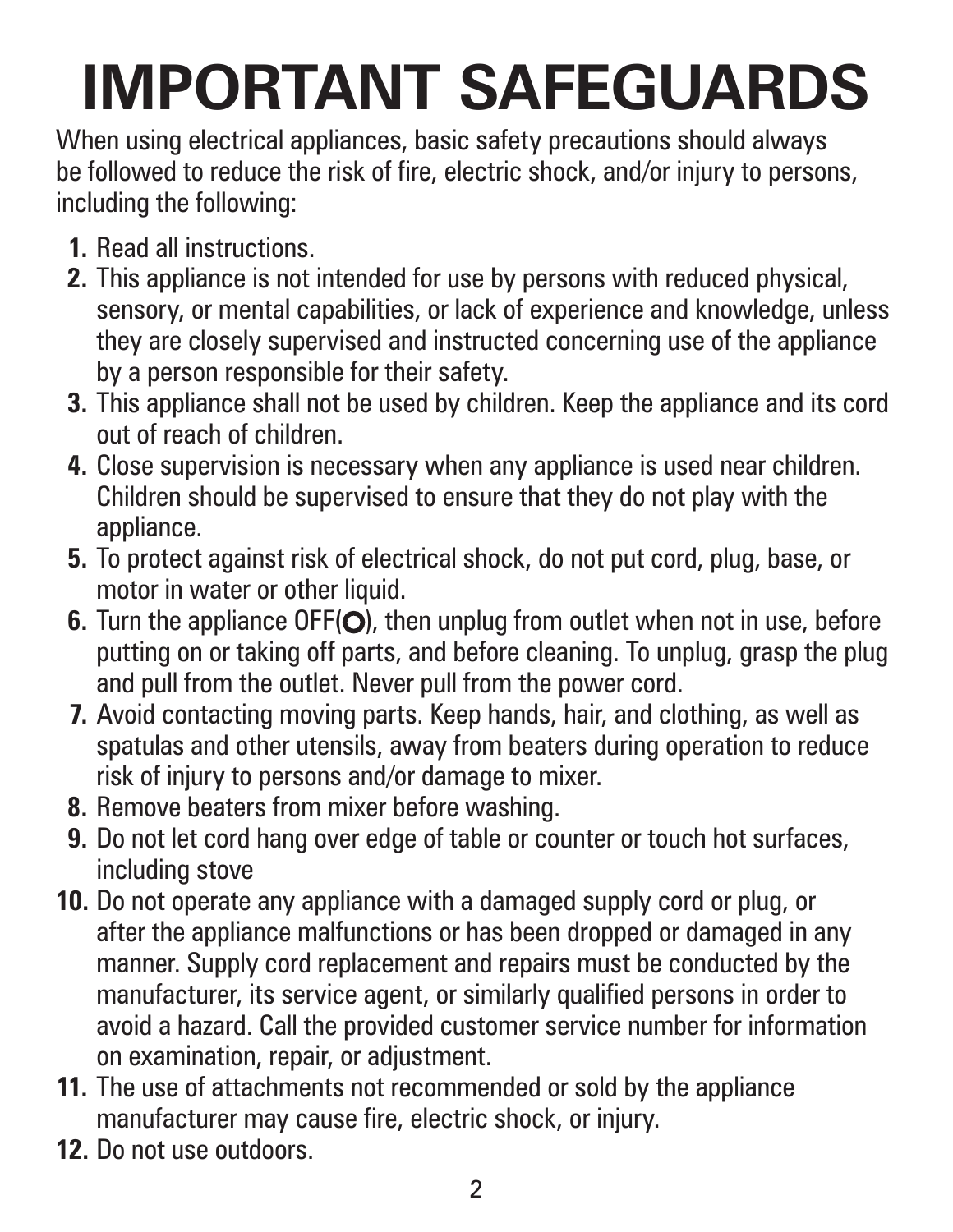# IMPORTANT SAFEGUARDS

When using electrical appliances, basic safety precautions should always be followed to reduce the risk of fire, electric shock, and/or injury to persons, including the following:

1. Read all instructions.
2. This appliance is not intended for use by persons with reduced physical, sensory, or mental capabilities, or lack of experience and knowledge, unless they are closely supervised and instructed concerning use of the appliance by a person responsible for their safety.
3. This appliance shall not be used by children. Keep the appliance and its cord out of reach of children.
4. Close supervision is necessary when any appliance is used near children. Children should be supervised to ensure that they do not play with the appliance.
5. To protect against risk of electrical shock, do not put cord, plug, base, or motor in water or other liquid.
6. Turn the appliance OFF(**O**), then unplug from outlet when not in use, before putting on or taking off parts, and before cleaning. To unplug, grasp the plug and pull from the outlet. Never pull from the power cord.
7. Avoid contacting moving parts. Keep hands, hair, and clothing, as well as spatulas and other utensils, away from beaters during operation to reduce risk of injury to persons and/or damage to mixer.
8. Remove beaters from mixer before washing.
9. Do not let cord hang over edge of table or counter or touch hot surfaces, including stove
10. Do not operate any appliance with a damaged supply cord or plug, or after the appliance malfunctions or has been dropped or damaged in any manner. Supply cord replacement and repairs must be conducted by the manufacturer, its service agent, or similarly qualified persons in order to avoid a hazard. Call the provided customer service number for information on examination, repair, or adjustment.
11. The use of attachments not recommended or sold by the appliance manufacturer may cause fire, electric shock, or injury.
12. Do not use outdoors.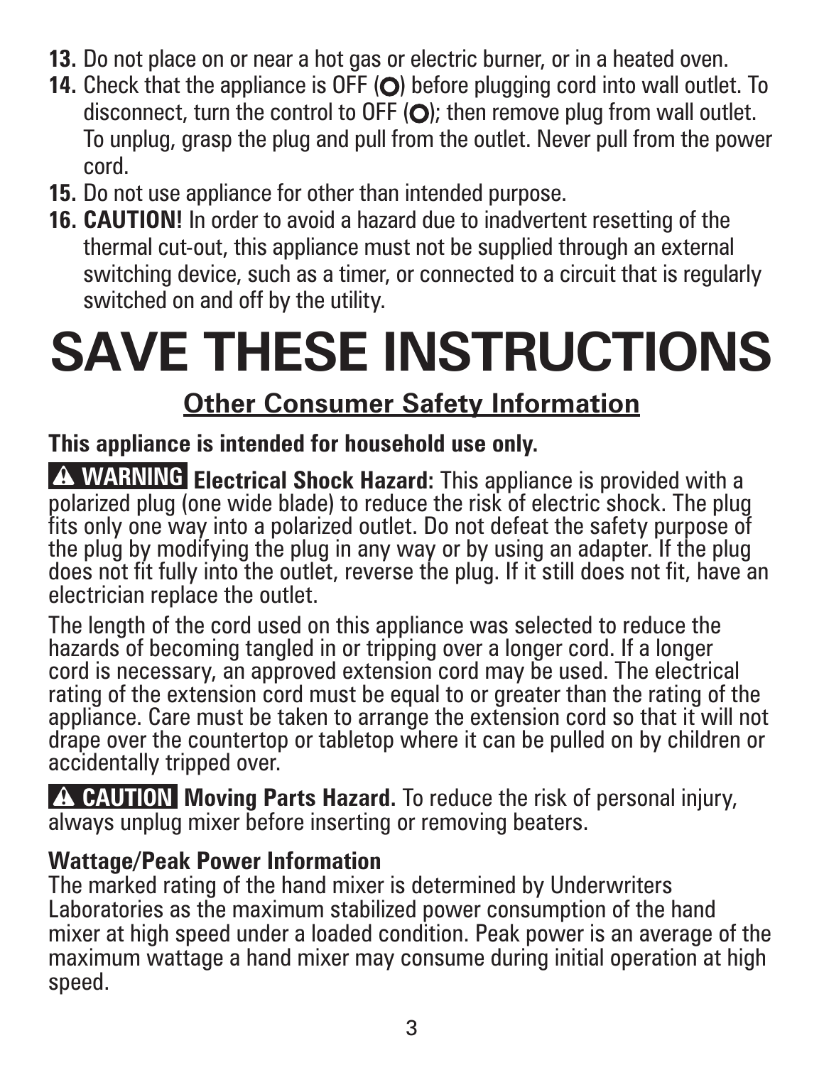13. Do not place on or near a hot gas or electric burner, or in a heated oven.
14. Check that the appliance is OFF (O) before plugging cord into wall outlet. To disconnect, turn the control to OFF (O); then remove plug from wall outlet. To unplug, grasp the plug and pull from the outlet. Never pull from the power cord.
15. Do not use appliance for other than intended purpose.
16. **CAUTION!** In order to avoid a hazard due to inadvertent resetting of the thermal cut-out, this appliance must not be supplied through an external switching device, such as a timer, or connected to a circuit that is regularly switched on and off by the utility.

# SAVE THESE INSTRUCTIONS

## Other Consumer Safety Information

**This appliance is intended for household use only.**

**⚠ WARNING Electrical Shock Hazard:** This appliance is provided with a polarized plug (one wide blade) to reduce the risk of electric shock. The plug fits only one way into a polarized outlet. Do not defeat the safety purpose of the plug by modifying the plug in any way or by using an adapter. If the plug does not fit fully into the outlet, reverse the plug. If it still does not fit, have an electrician replace the outlet.

The length of the cord used on this appliance was selected to reduce the hazards of becoming tangled in or tripping over a longer cord. If a longer cord is necessary, an approved extension cord may be used. The electrical rating of the extension cord must be equal to or greater than the rating of the appliance. Care must be taken to arrange the extension cord so that it will not drape over the countertop or tabletop where it can be pulled on by children or accidentally tripped over.

**⚠ CAUTION Moving Parts Hazard.** To reduce the risk of personal injury, always unplug mixer before inserting or removing beaters.

**Wattage/Peak Power Information**

The marked rating of the hand mixer is determined by Underwriters Laboratories as the maximum stabilized power consumption of the hand mixer at high speed under a loaded condition. Peak power is an average of the maximum wattage a hand mixer may consume during initial operation at high speed.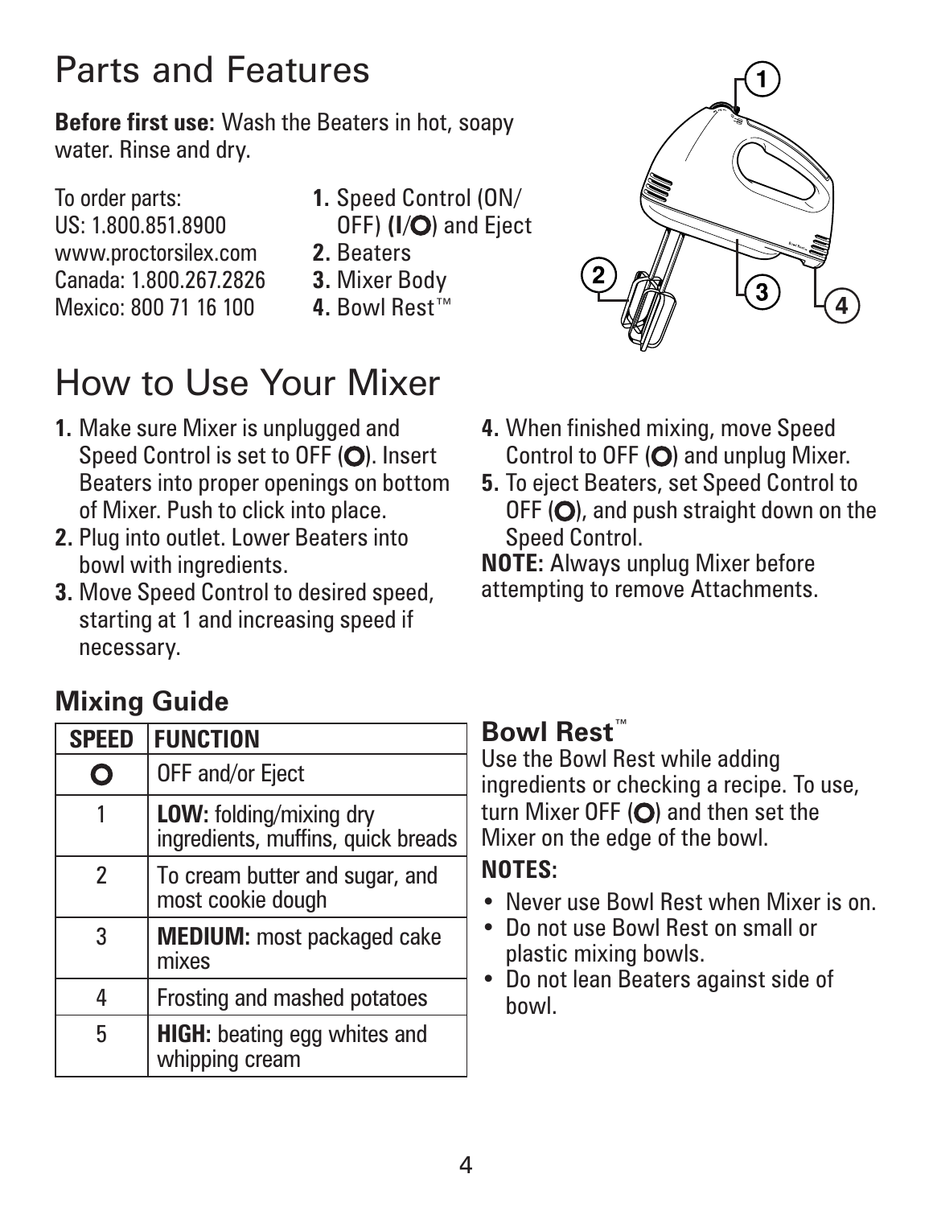# Parts and Features

**Before first use:** Wash the Beaters in hot, soapy water. Rinse and dry.

To order parts:
US: 1.800.851.8900
www.proctorsilex.com
Canada: 1.800.267.2826
Mexico: 800 71 16 100

1. Speed Control (ON/OFF) (**I**/**O**) and Eject
2. Beaters
3. Mixer Body
4. Bowl Rest™

# How to Use Your Mixer

1. Make sure Mixer is unplugged and Speed Control is set to OFF (**O**). Insert Beaters into proper openings on bottom of Mixer. Push to click into place.
2. Plug into outlet. Lower Beaters into bowl with ingredients.
3. Move Speed Control to desired speed, starting at 1 and increasing speed if necessary.
4. When finished mixing, move Speed Control to OFF (**O**) and unplug Mixer.
5. To eject Beaters, set Speed Control to OFF (**O**), and push straight down on the Speed Control.

**NOTE:** Always unplug Mixer before attempting to remove Attachments.

## Mixing Guide

| SPEED | FUNCTION |
|---|---|
| **O** | OFF and/or Eject |
| 1 | **LOW:** folding/mixing dry ingredients, muffins, quick breads |
| 2 | To cream butter and sugar, and most cookie dough |
| 3 | **MEDIUM:** most packaged cake mixes |
| 4 | Frosting and mashed potatoes |
| 5 | **HIGH:** beating egg whites and whipping cream |

## Bowl Rest™

Use the Bowl Rest while adding ingredients or checking a recipe. To use, turn Mixer OFF (**O**) and then set the Mixer on the edge of the bowl.

**NOTES:**

- Never use Bowl Rest when Mixer is on.
- Do not use Bowl Rest on small or plastic mixing bowls.
- Do not lean Beaters against side of bowl.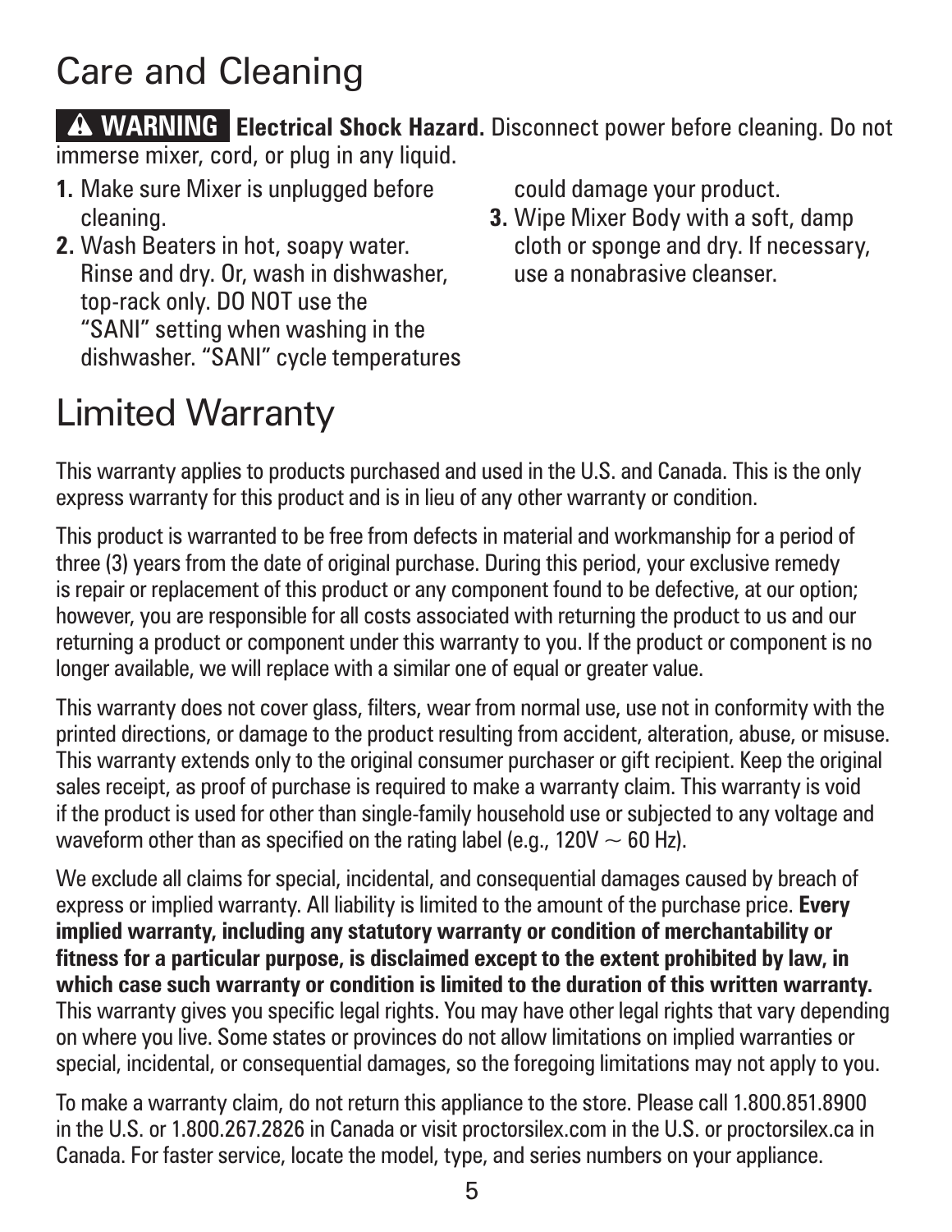# Care and Cleaning

**⚠ WARNING** **Electrical Shock Hazard.** Disconnect power before cleaning. Do not immerse mixer, cord, or plug in any liquid.

1. Make sure Mixer is unplugged before cleaning.
2. Wash Beaters in hot, soapy water. Rinse and dry. Or, wash in dishwasher, top-rack only. DO NOT use the "SANI" setting when washing in the dishwasher. "SANI" cycle temperatures could damage your product.
3. Wipe Mixer Body with a soft, damp cloth or sponge and dry. If necessary, use a nonabrasive cleanser.

# Limited Warranty

This warranty applies to products purchased and used in the U.S. and Canada. This is the only express warranty for this product and is in lieu of any other warranty or condition.

This product is warranted to be free from defects in material and workmanship for a period of three (3) years from the date of original purchase. During this period, your exclusive remedy is repair or replacement of this product or any component found to be defective, at our option; however, you are responsible for all costs associated with returning the product to us and our returning a product or component under this warranty to you. If the product or component is no longer available, we will replace with a similar one of equal or greater value.

This warranty does not cover glass, filters, wear from normal use, use not in conformity with the printed directions, or damage to the product resulting from accident, alteration, abuse, or misuse. This warranty extends only to the original consumer purchaser or gift recipient. Keep the original sales receipt, as proof of purchase is required to make a warranty claim. This warranty is void if the product is used for other than single-family household use or subjected to any voltage and waveform other than as specified on the rating label (e.g., 120V ~ 60 Hz).

We exclude all claims for special, incidental, and consequential damages caused by breach of express or implied warranty. All liability is limited to the amount of the purchase price. **Every implied warranty, including any statutory warranty or condition of merchantability or fitness for a particular purpose, is disclaimed except to the extent prohibited by law, in which case such warranty or condition is limited to the duration of this written warranty.** This warranty gives you specific legal rights. You may have other legal rights that vary depending on where you live. Some states or provinces do not allow limitations on implied warranties or special, incidental, or consequential damages, so the foregoing limitations may not apply to you.

To make a warranty claim, do not return this appliance to the store. Please call 1.800.851.8900 in the U.S. or 1.800.267.2826 in Canada or visit proctorsilex.com in the U.S. or proctorsilex.ca in Canada. For faster service, locate the model, type, and series numbers on your appliance.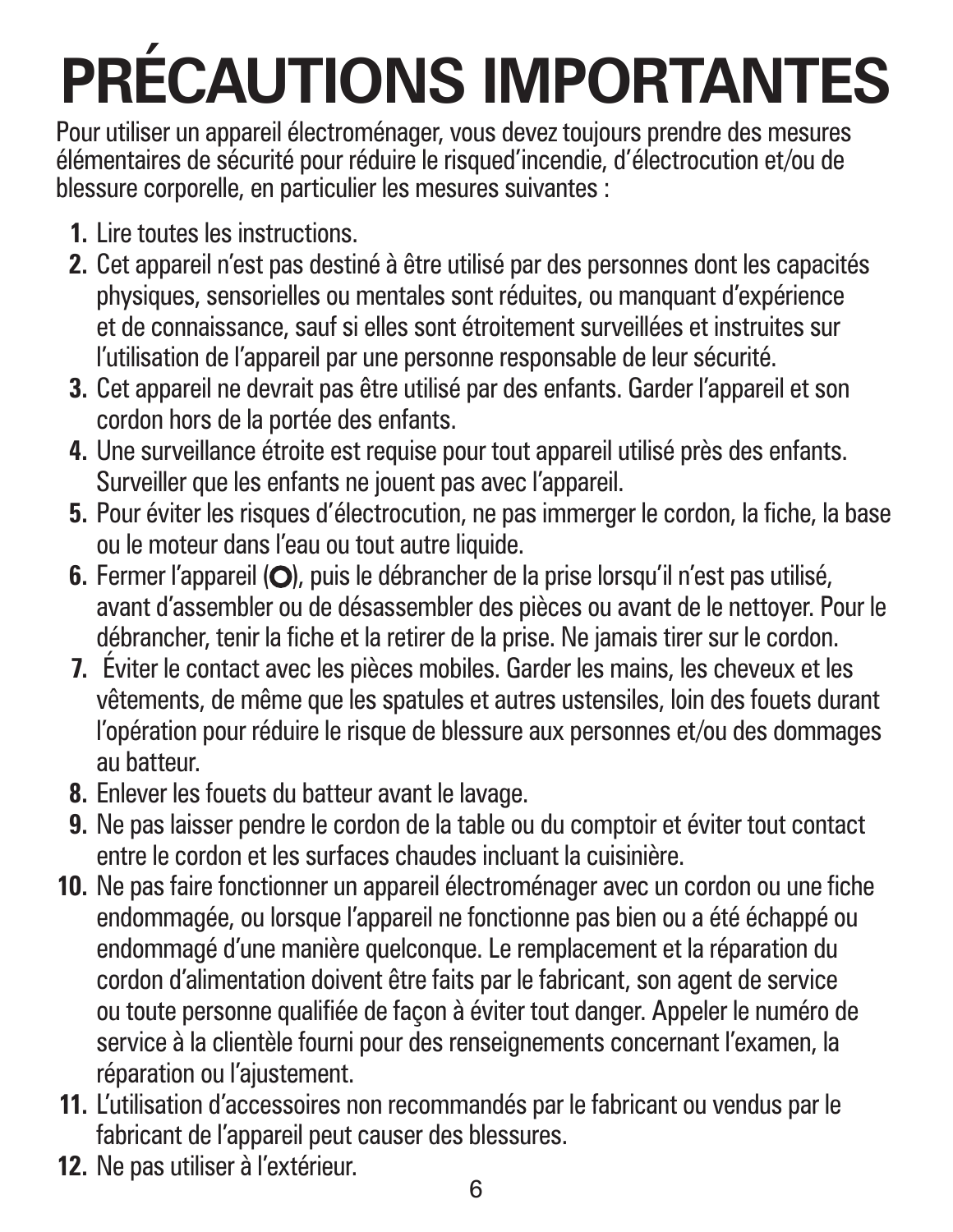# PRÉCAUTIONS IMPORTANTES

Pour utiliser un appareil électroménager, vous devez toujours prendre des mesures élémentaires de sécurité pour réduire le risqued'incendie, d'électrocution et/ou de blessure corporelle, en particulier les mesures suivantes :

1. Lire toutes les instructions.
2. Cet appareil n'est pas destiné à être utilisé par des personnes dont les capacités physiques, sensorielles ou mentales sont réduites, ou manquant d'expérience et de connaissance, sauf si elles sont étroitement surveillées et instruites sur l'utilisation de l'appareil par une personne responsable de leur sécurité.
3. Cet appareil ne devrait pas être utilisé par des enfants. Garder l'appareil et son cordon hors de la portée des enfants.
4. Une surveillance étroite est requise pour tout appareil utilisé près des enfants. Surveiller que les enfants ne jouent pas avec l'appareil.
5. Pour éviter les risques d'électrocution, ne pas immerger le cordon, la fiche, la base ou le moteur dans l'eau ou tout autre liquide.
6. Fermer l'appareil (**O**), puis le débrancher de la prise lorsqu'il n'est pas utilisé, avant d'assembler ou de désassembler des pièces ou avant de le nettoyer. Pour le débrancher, tenir la fiche et la retirer de la prise. Ne jamais tirer sur le cordon.
7. Éviter le contact avec les pièces mobiles. Garder les mains, les cheveux et les vêtements, de même que les spatules et autres ustensiles, loin des fouets durant l'opération pour réduire le risque de blessure aux personnes et/ou des dommages au batteur.
8. Enlever les fouets du batteur avant le lavage.
9. Ne pas laisser pendre le cordon de la table ou du comptoir et éviter tout contact entre le cordon et les surfaces chaudes incluant la cuisinière.
10. Ne pas faire fonctionner un appareil électroménager avec un cordon ou une fiche endommagée, ou lorsque l'appareil ne fonctionne pas bien ou a été échappé ou endommagé d'une manière quelconque. Le remplacement et la réparation du cordon d'alimentation doivent être faits par le fabricant, son agent de service ou toute personne qualifiée de façon à éviter tout danger. Appeler le numéro de service à la clientèle fourni pour des renseignements concernant l'examen, la réparation ou l'ajustement.
11. L'utilisation d'accessoires non recommandés par le fabricant ou vendus par le fabricant de l'appareil peut causer des blessures.
12. Ne pas utiliser à l'extérieur.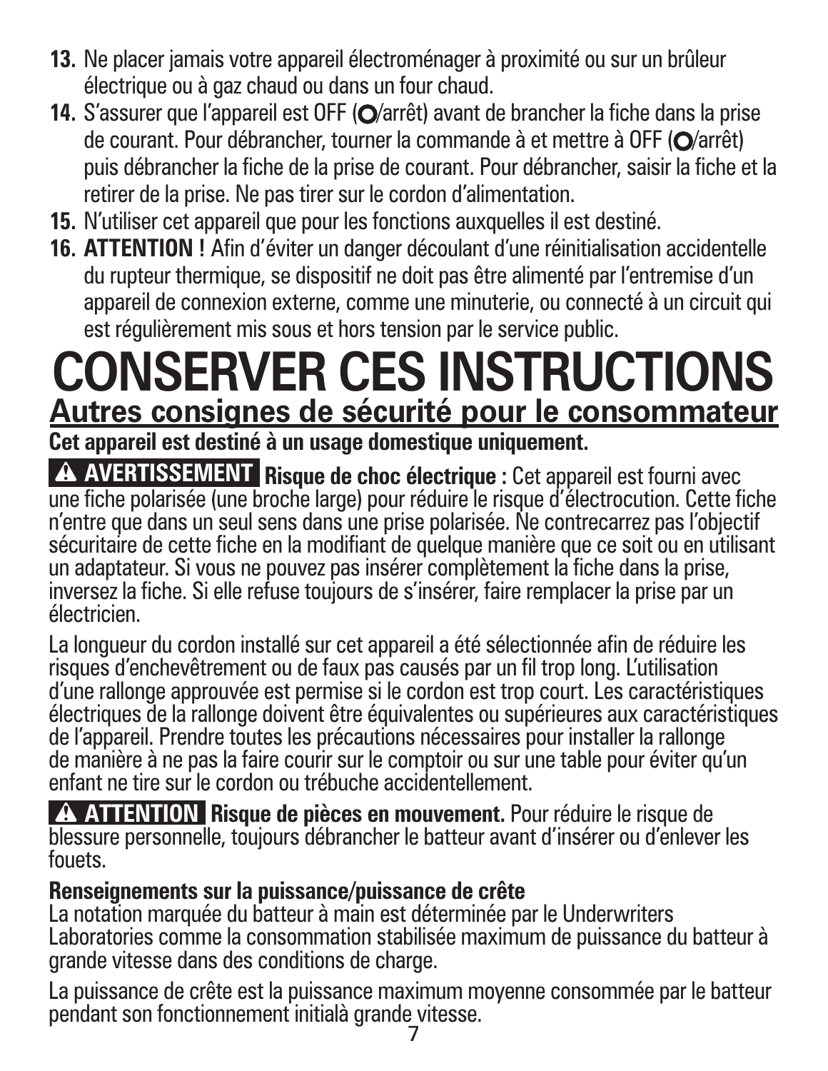13. Ne placer jamais votre appareil électroménager à proximité ou sur un brûleur électrique ou à gaz chaud ou dans un four chaud.
14. S'assurer que l'appareil est OFF (O/arrêt) avant de brancher la fiche dans la prise de courant. Pour débrancher, tourner la commande à et mettre à OFF (O/arrêt) puis débrancher la fiche de la prise de courant. Pour débrancher, saisir la fiche et la retirer de la prise. Ne pas tirer sur le cordon d'alimentation.
15. N'utiliser cet appareil que pour les fonctions auxquelles il est destiné.
16. **ATTENTION !** Afin d'éviter un danger découlant d'une réinitialisation accidentelle du rupteur thermique, se dispositif ne doit pas être alimenté par l'entremise d'un appareil de connexion externe, comme une minuterie, ou connecté à un circuit qui est régulièrement mis sous et hors tension par le service public.

# CONSERVER CES INSTRUCTIONS

## Autres consignes de sécurité pour le consommateur

**Cet appareil est destiné à un usage domestique uniquement.**

**⚠ AVERTISSEMENT** **Risque de choc électrique :** Cet appareil est fourni avec une fiche polarisée (une broche large) pour réduire le risque d'électrocution. Cette fiche n'entre que dans un seul sens dans une prise polarisée. Ne contrecarrez pas l'objectif sécuritaire de cette fiche en la modifiant de quelque manière que ce soit ou en utilisant un adaptateur. Si vous ne pouvez pas insérer complètement la fiche dans la prise, inversez la fiche. Si elle refuse toujours de s'insérer, faire remplacer la prise par un électricien.

La longueur du cordon installé sur cet appareil a été sélectionnée afin de réduire les risques d'enchevêtrement ou de faux pas causés par un fil trop long. L'utilisation d'une rallonge approuvée est permise si le cordon est trop court. Les caractéristiques électriques de la rallonge doivent être équivalentes ou supérieures aux caractéristiques de l'appareil. Prendre toutes les précautions nécessaires pour installer la rallonge de manière à ne pas la faire courir sur le comptoir ou sur une table pour éviter qu'un enfant ne tire sur le cordon ou trébuche accidentellement.

**⚠ ATTENTION** **Risque de pièces en mouvement.** Pour réduire le risque de blessure personnelle, toujours débrancher le batteur avant d'insérer ou d'enlever les fouets.

**Renseignements sur la puissance/puissance de crête**

La notation marquée du batteur à main est déterminée par le Underwriters Laboratories comme la consommation stabilisée maximum de puissance du batteur à grande vitesse dans des conditions de charge.

La puissance de crête est la puissance maximum moyenne consommée par le batteur pendant son fonctionnement initialà grande vitesse.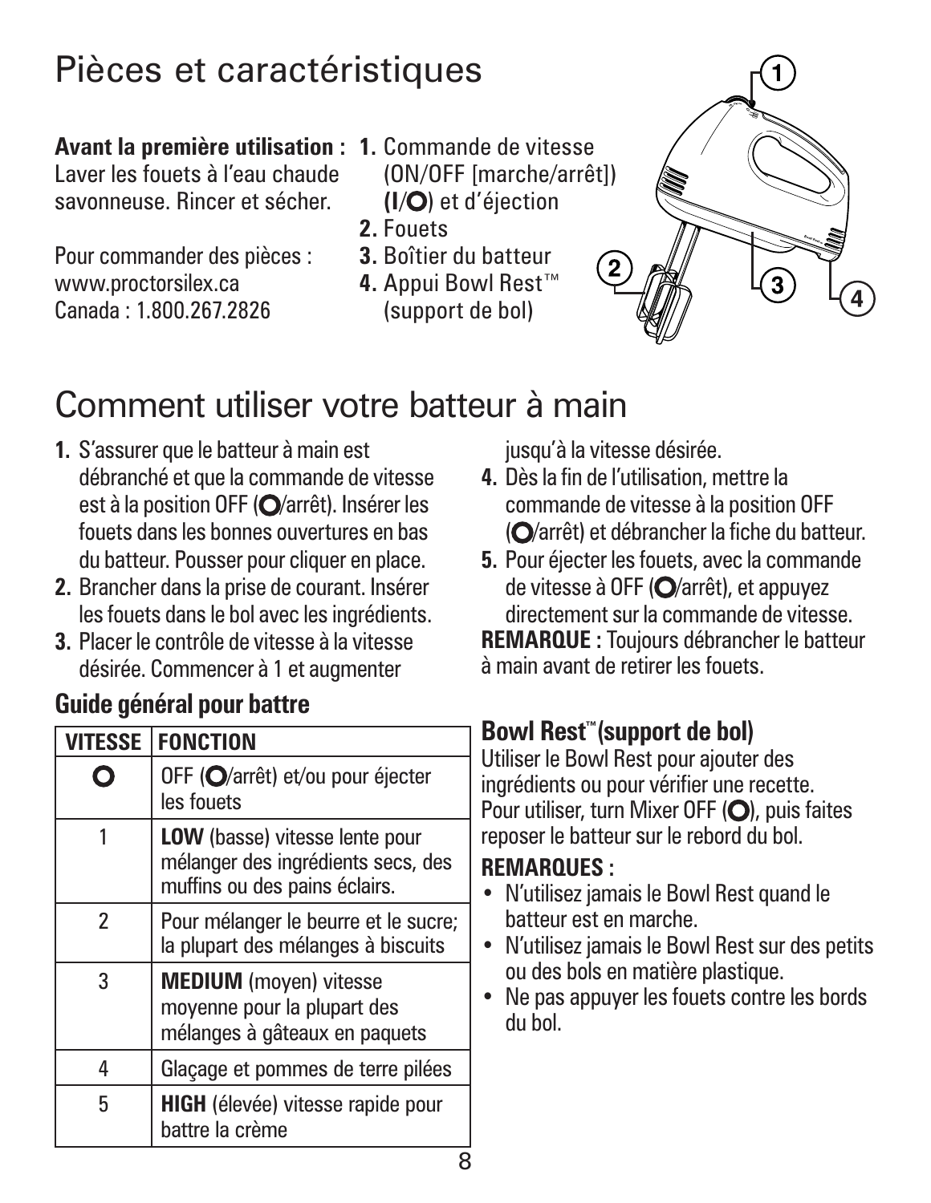# Pièces et caractéristiques

**Avant la première utilisation :** Laver les fouets à l'eau chaude savonneuse. Rincer et sécher.

Pour commander des pièces :
www.proctorsilex.ca
Canada : 1.800.267.2826

1. Commande de vitesse (ON/OFF [marche/arrêt]) **(I/O)** et d'éjection
2. Fouets
3. Boîtier du batteur
4. Appui Bowl Rest™ (support de bol)

# Comment utiliser votre batteur à main

1. S'assurer que le batteur à main est débranché et que la commande de vitesse est à la position OFF (O/arrêt). Insérer les fouets dans les bonnes ouvertures en bas du batteur. Pousser pour cliquer en place.
2. Brancher dans la prise de courant. Insérer les fouets dans le bol avec les ingrédients.
3. Placer le contrôle de vitesse à la vitesse désirée. Commencer à 1 et augmenter jusqu'à la vitesse désirée.
4. Dès la fin de l'utilisation, mettre la commande de vitesse à la position OFF (O/arrêt) et débrancher la fiche du batteur.
5. Pour éjecter les fouets, avec la commande de vitesse à OFF (O/arrêt), et appuyez directement sur la commande de vitesse.

**REMARQUE :** Toujours débrancher le batteur à main avant de retirer les fouets.

### Guide général pour battre

| VITESSE | FONCTION |
|---|---|
| O | OFF (O/arrêt) et/ou pour éjecter les fouets |
| 1 | **LOW** (basse) vitesse lente pour mélanger des ingrédients secs, des muffins ou des pains éclairs. |
| 2 | Pour mélanger le beurre et le sucre; la plupart des mélanges à biscuits |
| 3 | **MEDIUM** (moyen) vitesse moyenne pour la plupart des mélanges à gâteaux en paquets |
| 4 | Glaçage et pommes de terre pilées |
| 5 | **HIGH** (élevée) vitesse rapide pour battre la crème |

### Bowl Rest™ (support de bol)

Utiliser le Bowl Rest pour ajouter des ingrédients ou pour vérifier une recette. Pour utiliser, turn Mixer OFF (O), puis faites reposer le batteur sur le rebord du bol.

**REMARQUES :**

- N'utilisez jamais le Bowl Rest quand le batteur est en marche.
- N'utilisez jamais le Bowl Rest sur des petits ou des bols en matière plastique.
- Ne pas appuyer les fouets contre les bords du bol.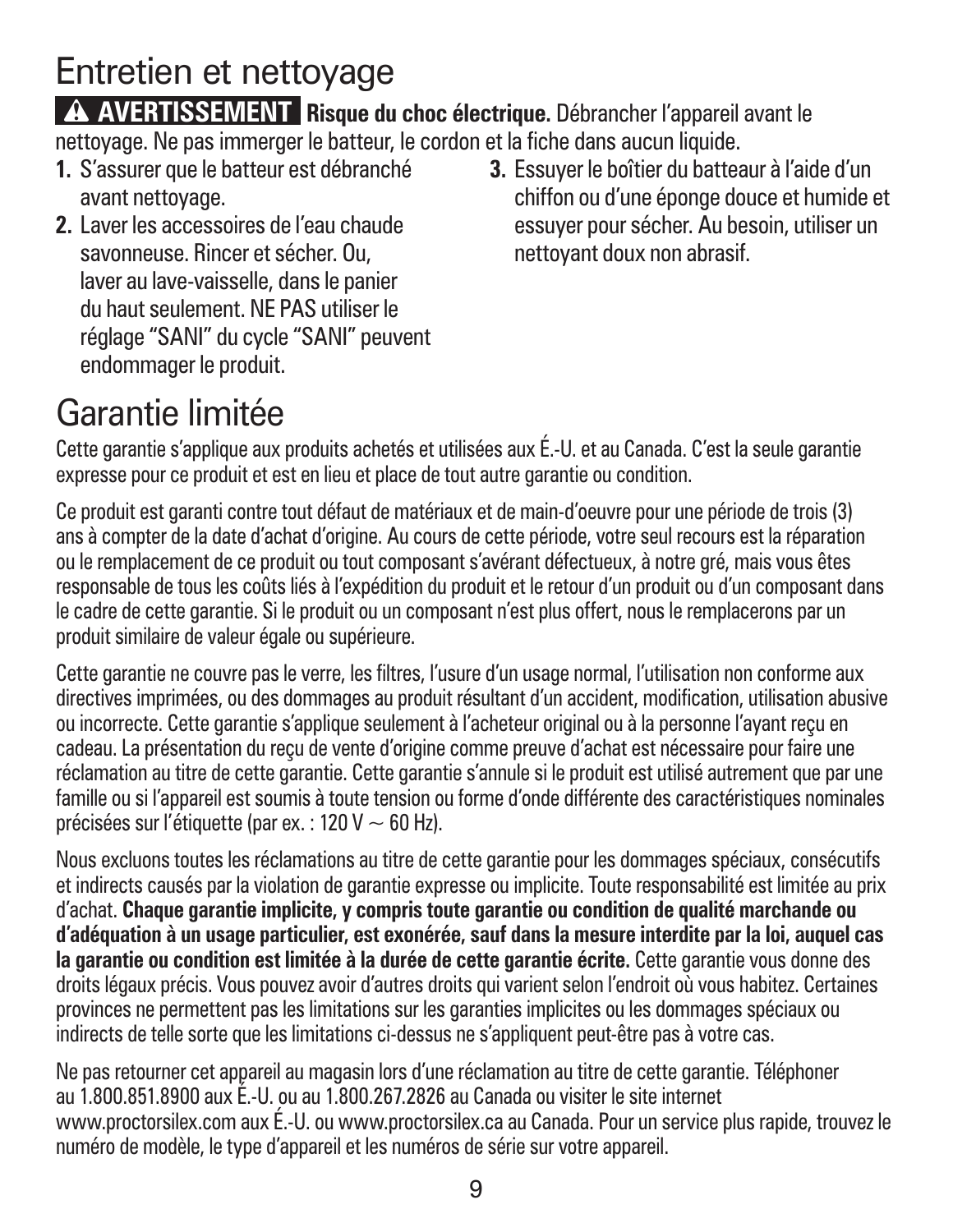# Entretien et nettoyage

**⚠ AVERTISSEMENT** **Risque du choc électrique.** Débrancher l'appareil avant le nettoyage. Ne pas immerger le batteur, le cordon et la fiche dans aucun liquide.

1. S'assurer que le batteur est débranché avant nettoyage.
2. Laver les accessoires de l'eau chaude savonneuse. Rincer et sécher. Ou, laver au lave-vaisselle, dans le panier du haut seulement. NE PAS utiliser le réglage "SANI" du cycle "SANI" peuvent endommager le produit.
3. Essuyer le boîtier du batteaur à l'aide d'un chiffon ou d'une éponge douce et humide et essuyer pour sécher. Au besoin, utiliser un nettoyant doux non abrasif.

# Garantie limitée

Cette garantie s'applique aux produits achetés et utilisées aux É.-U. et au Canada. C'est la seule garantie expresse pour ce produit et est en lieu et place de tout autre garantie ou condition.

Ce produit est garanti contre tout défaut de matériaux et de main-d'oeuvre pour une période de trois (3) ans à compter de la date d'achat d'origine. Au cours de cette période, votre seul recours est la réparation ou le remplacement de ce produit ou tout composant s'avérant défectueux, à notre gré, mais vous êtes responsable de tous les coûts liés à l'expédition du produit et le retour d'un produit ou d'un composant dans le cadre de cette garantie. Si le produit ou un composant n'est plus offert, nous le remplacerons par un produit similaire de valeur égale ou supérieure.

Cette garantie ne couvre pas le verre, les filtres, l'usure d'un usage normal, l'utilisation non conforme aux directives imprimées, ou des dommages au produit résultant d'un accident, modification, utilisation abusive ou incorrecte. Cette garantie s'applique seulement à l'acheteur original ou à la personne l'ayant reçu en cadeau. La présentation du reçu de vente d'origine comme preuve d'achat est nécessaire pour faire une réclamation au titre de cette garantie. Cette garantie s'annule si le produit est utilisé autrement que par une famille ou si l'appareil est soumis à toute tension ou forme d'onde différente des caractéristiques nominales précisées sur l'étiquette (par ex. : 120 V ~ 60 Hz).

Nous excluons toutes les réclamations au titre de cette garantie pour les dommages spéciaux, consécutifs et indirects causés par la violation de garantie expresse ou implicite. Toute responsabilité est limitée au prix d'achat. **Chaque garantie implicite, y compris toute garantie ou condition de qualité marchande ou d'adéquation à un usage particulier, est exonérée, sauf dans la mesure interdite par la loi, auquel cas la garantie ou condition est limitée à la durée de cette garantie écrite.** Cette garantie vous donne des droits légaux précis. Vous pouvez avoir d'autres droits qui varient selon l'endroit où vous habitez. Certaines provinces ne permettent pas les limitations sur les garanties implicites ou les dommages spéciaux ou indirects de telle sorte que les limitations ci-dessus ne s'appliquent peut-être pas à votre cas.

Ne pas retourner cet appareil au magasin lors d'une réclamation au titre de cette garantie. Téléphoner au 1.800.851.8900 aux É.-U. ou au 1.800.267.2826 au Canada ou visiter le site internet www.proctorsilex.com aux É.-U. ou www.proctorsilex.ca au Canada. Pour un service plus rapide, trouvez le numéro de modèle, le type d'appareil et les numéros de série sur votre appareil.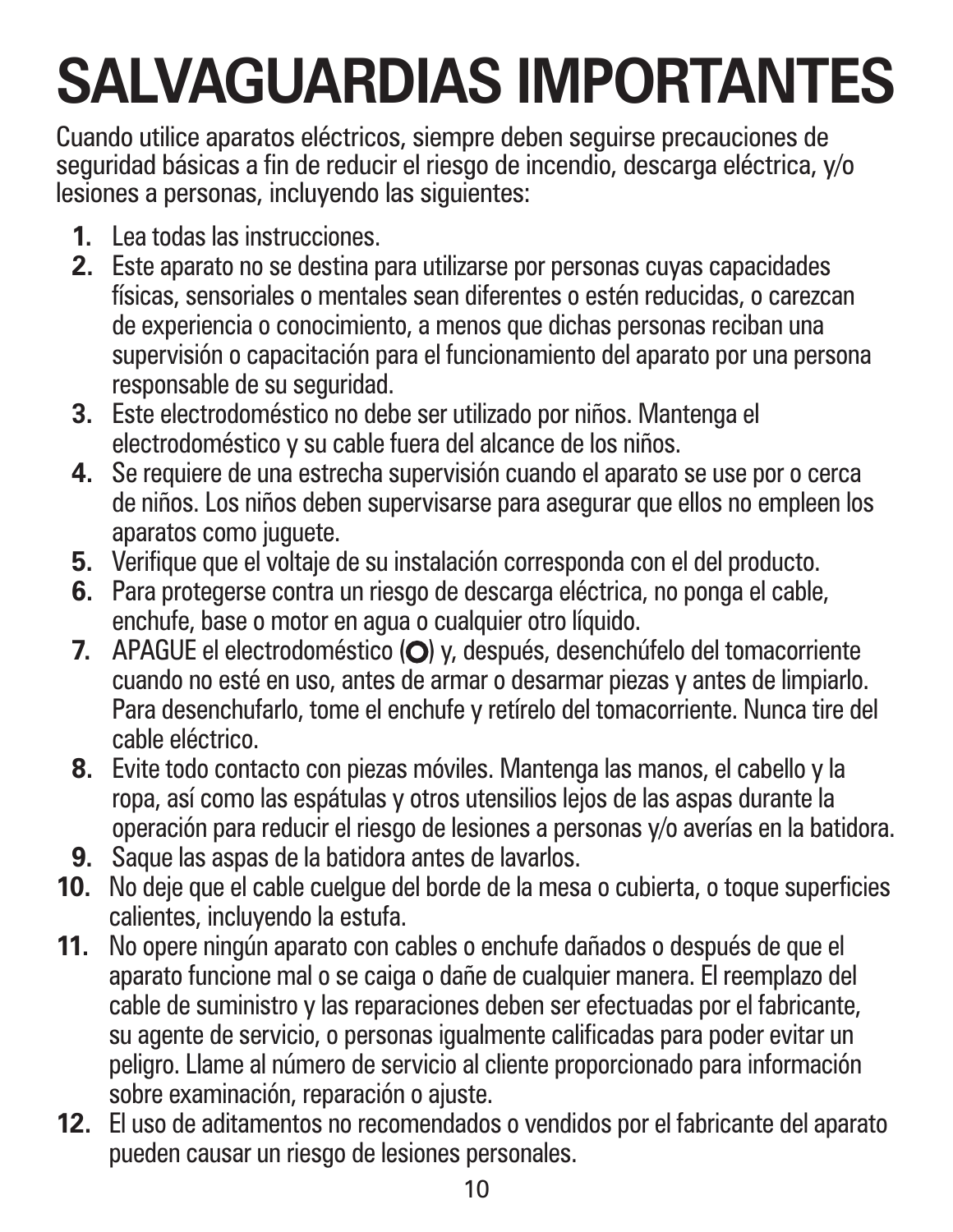# SALVAGUARDIAS IMPORTANTES

Cuando utilice aparatos eléctricos, siempre deben seguirse precauciones de seguridad básicas a fin de reducir el riesgo de incendio, descarga eléctrica, y/o lesiones a personas, incluyendo las siguientes:

1. Lea todas las instrucciones.
2. Este aparato no se destina para utilizarse por personas cuyas capacidades físicas, sensoriales o mentales sean diferentes o estén reducidas, o carezcan de experiencia o conocimiento, a menos que dichas personas reciban una supervisión o capacitación para el funcionamiento del aparato por una persona responsable de su seguridad.
3. Este electrodoméstico no debe ser utilizado por niños. Mantenga el electrodoméstico y su cable fuera del alcance de los niños.
4. Se requiere de una estrecha supervisión cuando el aparato se use por o cerca de niños. Los niños deben supervisarse para asegurar que ellos no empleen los aparatos como juguete.
5. Verifique que el voltaje de su instalación corresponda con el del producto.
6. Para protegerse contra un riesgo de descarga eléctrica, no ponga el cable, enchufe, base o motor en agua o cualquier otro líquido.
7. APAGUE el electrodoméstico (**O**) y, después, desenchúfelo del tomacorriente cuando no esté en uso, antes de armar o desarmar piezas y antes de limpiarlo. Para desenchufarlo, tome el enchufe y retírelo del tomacorriente. Nunca tire del cable eléctrico.
8. Evite todo contacto con piezas móviles. Mantenga las manos, el cabello y la ropa, así como las espátulas y otros utensilios lejos de las aspas durante la operación para reducir el riesgo de lesiones a personas y/o averías en la batidora.
9. Saque las aspas de la batidora antes de lavarlos.
10. No deje que el cable cuelgue del borde de la mesa o cubierta, o toque superficies calientes, incluyendo la estufa.
11. No opere ningún aparato con cables o enchufe dañados o después de que el aparato funcione mal o se caiga o dañe de cualquier manera. El reemplazo del cable de suministro y las reparaciones deben ser efectuadas por el fabricante, su agente de servicio, o personas igualmente calificadas para poder evitar un peligro. Llame al número de servicio al cliente proporcionado para información sobre examinación, reparación o ajuste.
12. El uso de aditamentos no recomendados o vendidos por el fabricante del aparato pueden causar un riesgo de lesiones personales.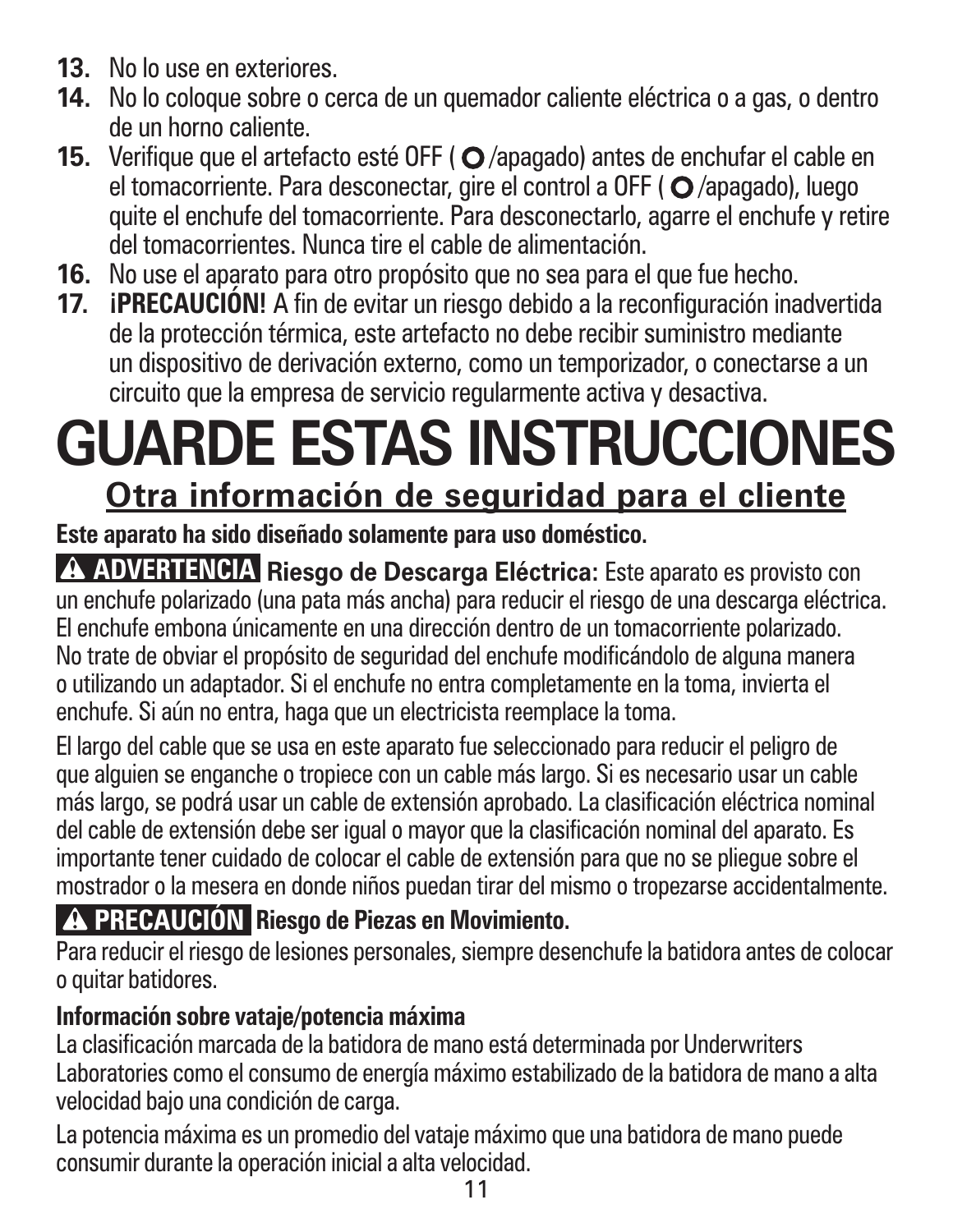13. No lo use en exteriores.
14. No lo coloque sobre o cerca de un quemador caliente eléctrica o a gas, o dentro de un horno caliente.
15. Verifique que el artefacto esté OFF ( O /apagado) antes de enchufar el cable en el tomacorriente. Para desconectar, gire el control a OFF ( O /apagado), luego quite el enchufe del tomacorriente. Para desconectarlo, agarre el enchufe y retire del tomacorrientes. Nunca tire el cable de alimentación.
16. No use el aparato para otro propósito que no sea para el que fue hecho.
17. **¡PRECAUCIÓN!** A fin de evitar un riesgo debido a la reconfiguración inadvertida de la protección térmica, este artefacto no debe recibir suministro mediante un dispositivo de derivación externo, como un temporizador, o conectarse a un circuito que la empresa de servicio regularmente activa y desactiva.

# GUARDE ESTAS INSTRUCCIONES

## Otra información de seguridad para el cliente

**Este aparato ha sido diseñado solamente para uso doméstico.**

**⚠ ADVERTENCIA Riesgo de Descarga Eléctrica:** Este aparato es provisto con un enchufe polarizado (una pata más ancha) para reducir el riesgo de una descarga eléctrica. El enchufe embona únicamente en una dirección dentro de un tomacorriente polarizado. No trate de obviar el propósito de seguridad del enchufe modificándolo de alguna manera o utilizando un adaptador. Si el enchufe no entra completamente en la toma, invierta el enchufe. Si aún no entra, haga que un electricista reemplace la toma.

El largo del cable que se usa en este aparato fue seleccionado para reducir el peligro de que alguien se enganche o tropiece con un cable más largo. Si es necesario usar un cable más largo, se podrá usar un cable de extensión aprobado. La clasificación eléctrica nominal del cable de extensión debe ser igual o mayor que la clasificación nominal del aparato. Es importante tener cuidado de colocar el cable de extensión para que no se pliegue sobre el mostrador o la mesera en donde niños puedan tirar del mismo o tropezarse accidentalmente.

**⚠ PRECAUCIÓN Riesgo de Piezas en Movimiento.**

Para reducir el riesgo de lesiones personales, siempre desenchufe la batidora antes de colocar o quitar batidores.

**Información sobre vataje/potencia máxima**

La clasificación marcada de la batidora de mano está determinada por Underwriters Laboratories como el consumo de energía máximo estabilizado de la batidora de mano a alta velocidad bajo una condición de carga.

La potencia máxima es un promedio del vataje máximo que una batidora de mano puede consumir durante la operación inicial a alta velocidad.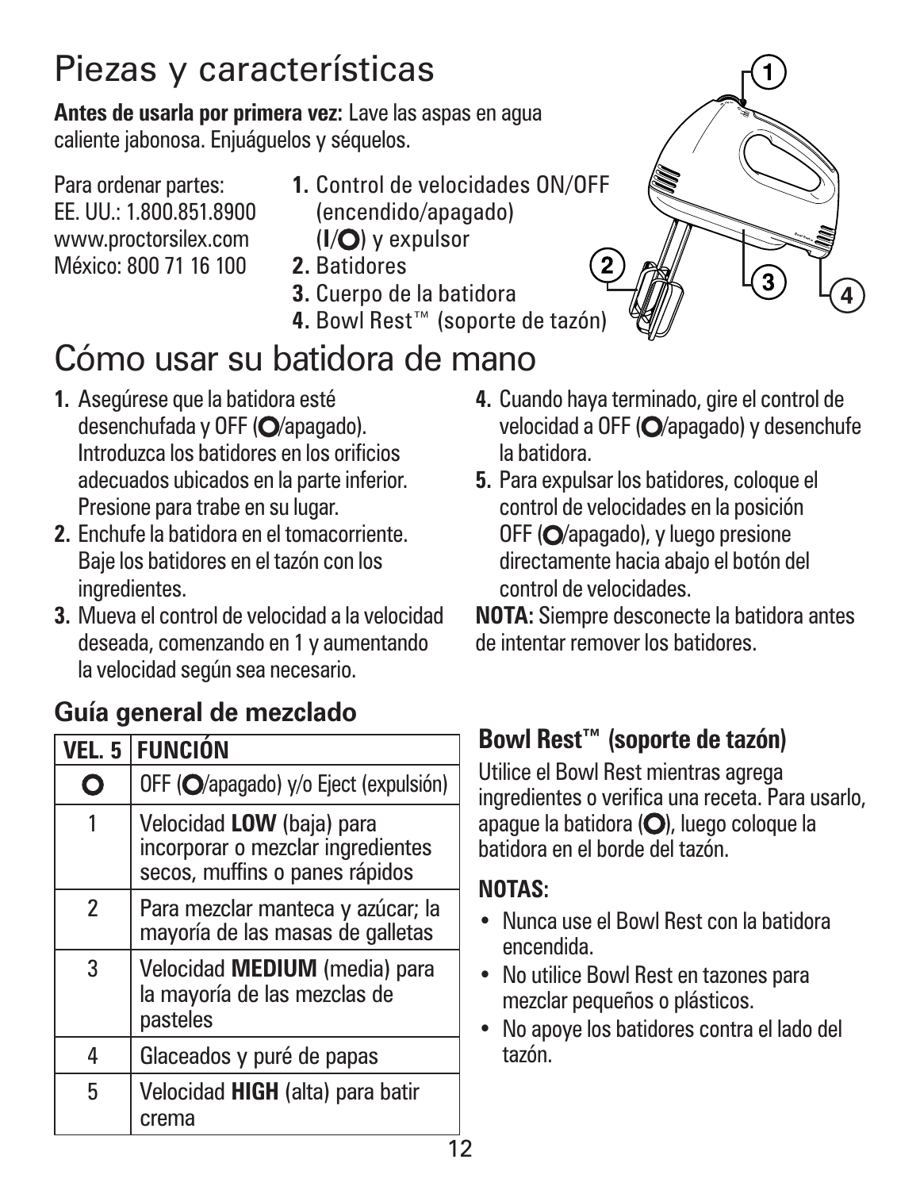# Piezas y características

**Antes de usarla por primera vez:** Lave las aspas en agua caliente jabonosa. Enjuáguelos y séquelos.

Para ordenar partes:
EE. UU.: 1.800.851.8900
www.proctorsilex.com
México: 800 71 16 100

1. Control de velocidades ON/OFF (encendido/apagado) (**I**/**O**) y expulsor
2. Batidores
3. Cuerpo de la batidora
4. Bowl Rest™ (soporte de tazón)

# Cómo usar su batidora de mano

1. Asegúrese que la batidora esté desenchufada y OFF (**O**/apagado). Introduzca los batidores en los orificios adecuados ubicados en la parte inferior. Presione para trabe en su lugar.
2. Enchufe la batidora en el tomacorriente. Baje los batidores en el tazón con los ingredientes.
3. Mueva el control de velocidad a la velocidad deseada, comenzando en 1 y aumentando la velocidad según sea necesario.
4. Cuando haya terminado, gire el control de velocidad a OFF (**O**/apagado) y desenchufe la batidora.
5. Para expulsar los batidores, coloque el control de velocidades en la posición OFF (**O**/apagado), y luego presione directamente hacia abajo el botón del control de velocidades.

**NOTA:** Siempre desconecte la batidora antes de intentar remover los batidores.

## Guía general de mezclado

| VEL. 5 | FUNCIÓN |
|---|---|
| **O** | OFF (**O**/apagado) y/o Eject (expulsión) |
| 1 | Velocidad **LOW** (baja) para incorporar o mezclar ingredientes secos, muffins o panes rápidos |
| 2 | Para mezclar manteca y azúcar; la mayoría de las masas de galletas |
| 3 | Velocidad **MEDIUM** (media) para la mayoría de las mezclas de pasteles |
| 4 | Glaceados y puré de papas |
| 5 | Velocidad **HIGH** (alta) para batir crema |

## Bowl Rest™ (soporte de tazón)

Utilice el Bowl Rest mientras agrega ingredientes o verifica una receta. Para usarlo, apague la batidora (**O**), luego coloque la batidora en el borde del tazón.

**NOTAS:**

- Nunca use el Bowl Rest con la batidora encendida.
- No utilice Bowl Rest en tazones para mezclar pequeños o plásticos.
- No apoye los batidores contra el lado del tazón.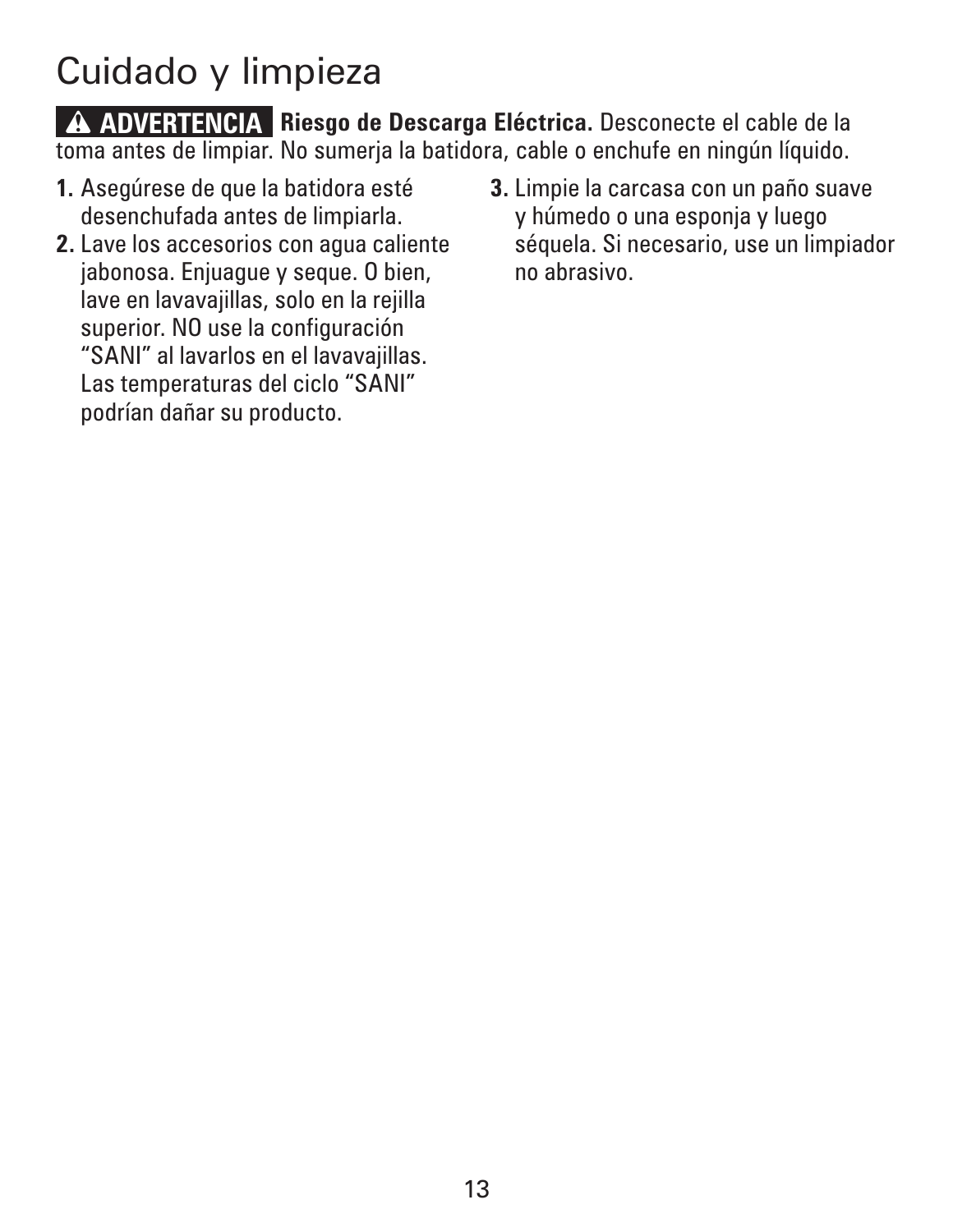# Cuidado y limpieza

**⚠ ADVERTENCIA** **Riesgo de Descarga Eléctrica.** Desconecte el cable de la toma antes de limpiar. No sumerja la batidora, cable o enchufe en ningún líquido.

1. Asegúrese de que la batidora esté desenchufada antes de limpiarla.
2. Lave los accesorios con agua caliente jabonosa. Enjuague y seque. O bien, lave en lavavajillas, solo en la rejilla superior. NO use la configuración "SANI" al lavarlos en el lavavajillas. Las temperaturas del ciclo "SANI" podrían dañar su producto.
3. Limpie la carcasa con un paño suave y húmedo o una esponja y luego séquela. Si necesario, use un limpiador no abrasivo.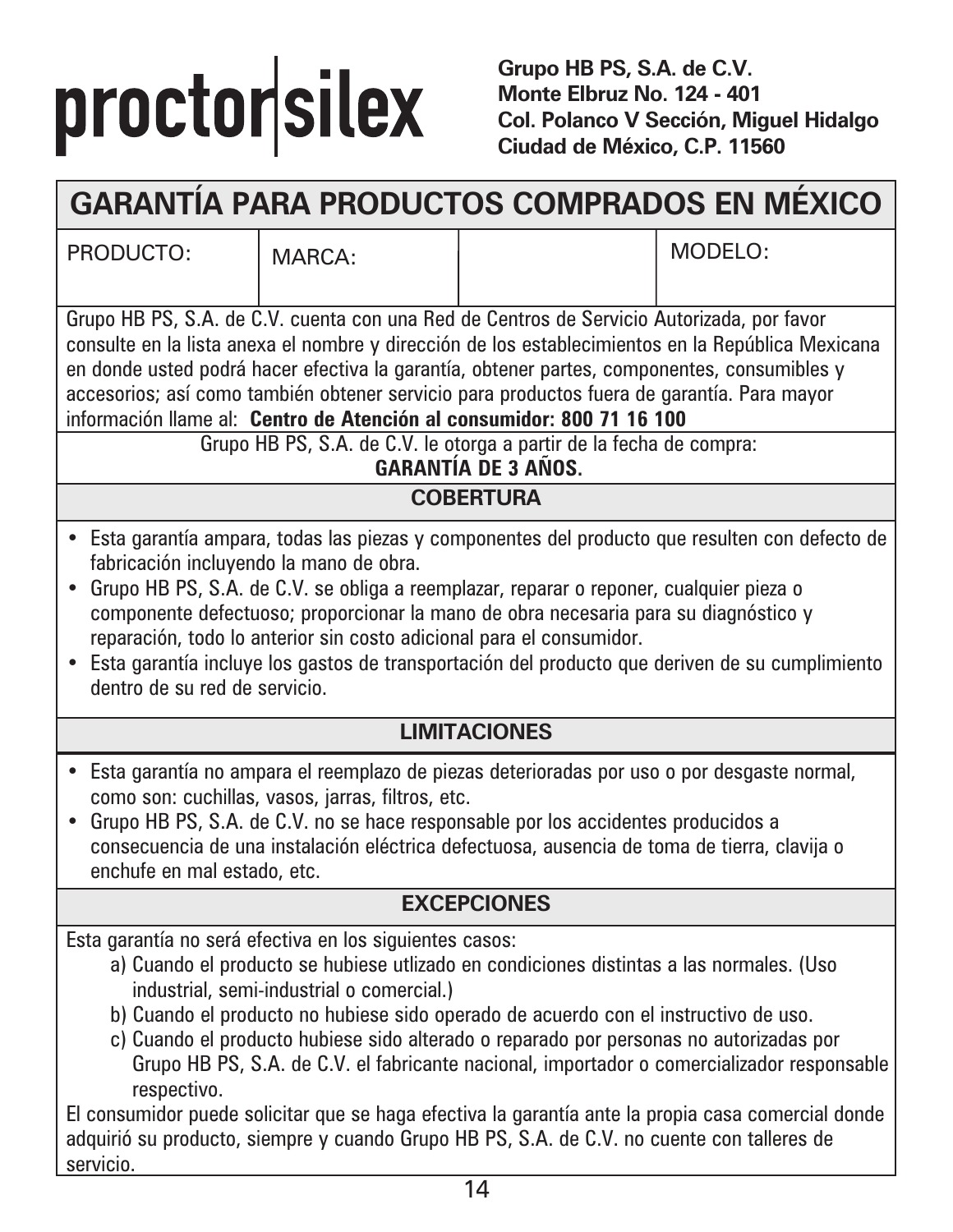proctor|silex

**Grupo HB PS, S.A. de C.V.**
**Monte Elbruz No. 124 - 401**
**Col. Polanco V Sección, Miguel Hidalgo**
**Ciudad de México, C.P. 11560**

# GARANTÍA PARA PRODUCTOS COMPRADOS EN MÉXICO

| PRODUCTO: | MARCA: | | MODELO: |
|---|---|---|---|
| | | | |

Grupo HB PS, S.A. de C.V. cuenta con una Red de Centros de Servicio Autorizada, por favor consulte en la lista anexa el nombre y dirección de los establecimientos en la República Mexicana en donde usted podrá hacer efectiva la garantía, obtener partes, componentes, consumibles y accesorios; así como también obtener servicio para productos fuera de garantía. Para mayor información llame al: **Centro de Atención al consumidor: 800 71 16 100**

Grupo HB PS, S.A. de C.V. le otorga a partir de la fecha de compra:
**GARANTÍA DE 3 AÑOS.**

## COBERTURA

- Esta garantía ampara, todas las piezas y componentes del producto que resulten con defecto de fabricación incluyendo la mano de obra.
- Grupo HB PS, S.A. de C.V. se obliga a reemplazar, reparar o reponer, cualquier pieza o componente defectuoso; proporcionar la mano de obra necesaria para su diagnóstico y reparación, todo lo anterior sin costo adicional para el consumidor.
- Esta garantía incluye los gastos de transportación del producto que deriven de su cumplimiento dentro de su red de servicio.

## LIMITACIONES

- Esta garantía no ampara el reemplazo de piezas deterioradas por uso o por desgaste normal, como son: cuchillas, vasos, jarras, filtros, etc.
- Grupo HB PS, S.A. de C.V. no se hace responsable por los accidentes producidos a consecuencia de una instalación eléctrica defectuosa, ausencia de toma de tierra, clavija o enchufe en mal estado, etc.

## EXCEPCIONES

Esta garantía no será efectiva en los siguientes casos:

a) Cuando el producto se hubiese utlizado en condiciones distintas a las normales. (Uso industrial, semi-industrial o comercial.)
b) Cuando el producto no hubiese sido operado de acuerdo con el instructivo de uso.
c) Cuando el producto hubiese sido alterado o reparado por personas no autorizadas por Grupo HB PS, S.A. de C.V. el fabricante nacional, importador o comercializador responsable respectivo.

El consumidor puede solicitar que se haga efectiva la garantía ante la propia casa comercial donde adquirió su producto, siempre y cuando Grupo HB PS, S.A. de C.V. no cuente con talleres de servicio.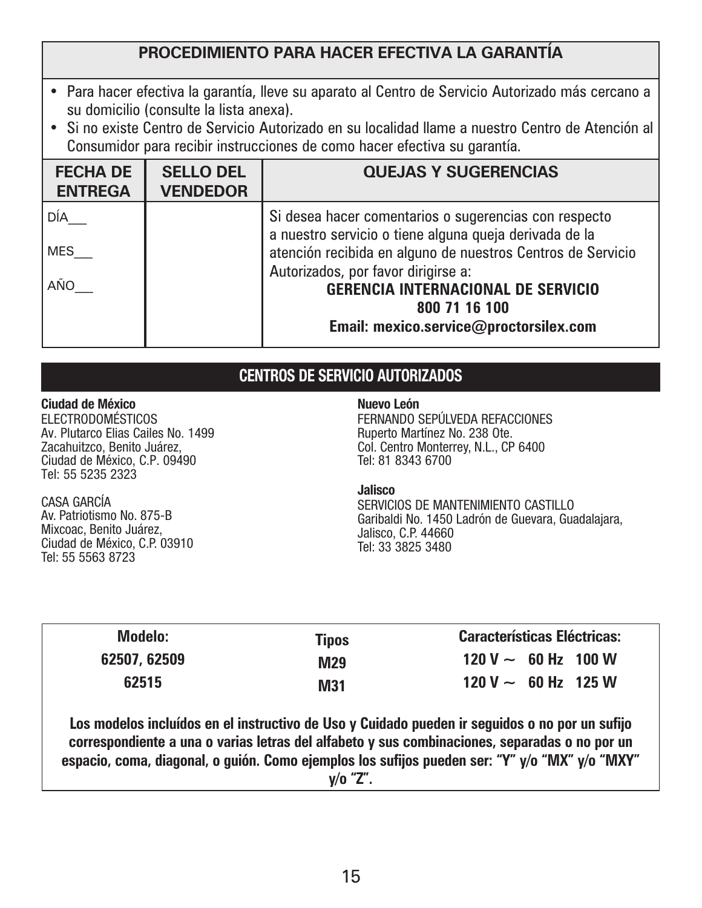## PROCEDIMIENTO PARA HACER EFECTIVA LA GARANTÍA

- Para hacer efectiva la garantía, lleve su aparato al Centro de Servicio Autorizado más cercano a su domicilio (consulte la lista anexa).
- Si no existe Centro de Servicio Autorizado en su localidad llame a nuestro Centro de Atención al Consumidor para recibir instrucciones de como hacer efectiva su garantía.

| FECHA DE ENTREGA | SELLO DEL VENDEDOR | QUEJAS Y SUGERENCIAS |
|---|---|---|
| DÍA___<br>MES___<br>AÑO___ | | Si desea hacer comentarios o sugerencias con respecto a nuestro servicio o tiene alguna queja derivada de la atención recibida en alguno de nuestros Centros de Servicio Autorizados, por favor dirigirse a:<br>**GERENCIA INTERNACIONAL DE SERVICIO**<br>**800 71 16 100**<br>**Email: mexico.service@proctorsilex.com** |

## CENTROS DE SERVICIO AUTORIZADOS

**Ciudad de México**
ELECTRODOMÉSTICOS
Av. Plutarco Elias Cailes No. 1499
Zacahuitzco, Benito Juárez,
Ciudad de México, C.P. 09490
Tel: 55 5235 2323

CASA GARCÍA
Av. Patriotismo No. 875-B
Mixcoac, Benito Juárez,
Ciudad de México, C.P. 03910
Tel: 55 5563 8723

**Nuevo León**
FERNANDO SEPÚLVEDA REFACCIONES
Ruperto Martínez No. 238 Ote.
Col. Centro Monterrey, N.L., CP 6400
Tel: 81 8343 6700

**Jalisco**
SERVICIOS DE MANTENIMIENTO CASTILLO
Garibaldi No. 1450 Ladrón de Guevara, Guadalajara,
Jalisco, C.P. 44660
Tel: 33 3825 3480

| Modelo: | Tipos | Características Eléctricas: |
|---|---|---|
| 62507, 62509 | M29 | 120 V ~ 60 Hz 100 W |
| 62515 | M31 | 120 V ~ 60 Hz 125 W |

**Los modelos incluídos en el instructivo de Uso y Cuidado pueden ir seguidos o no por un sufijo correspondiente a una o varias letras del alfabeto y sus combinaciones, separadas o no por un espacio, coma, diagonal, o guión. Como ejemplos los sufijos pueden ser: "Y" y/o "MX" y/o "MXY" y/o "Z".**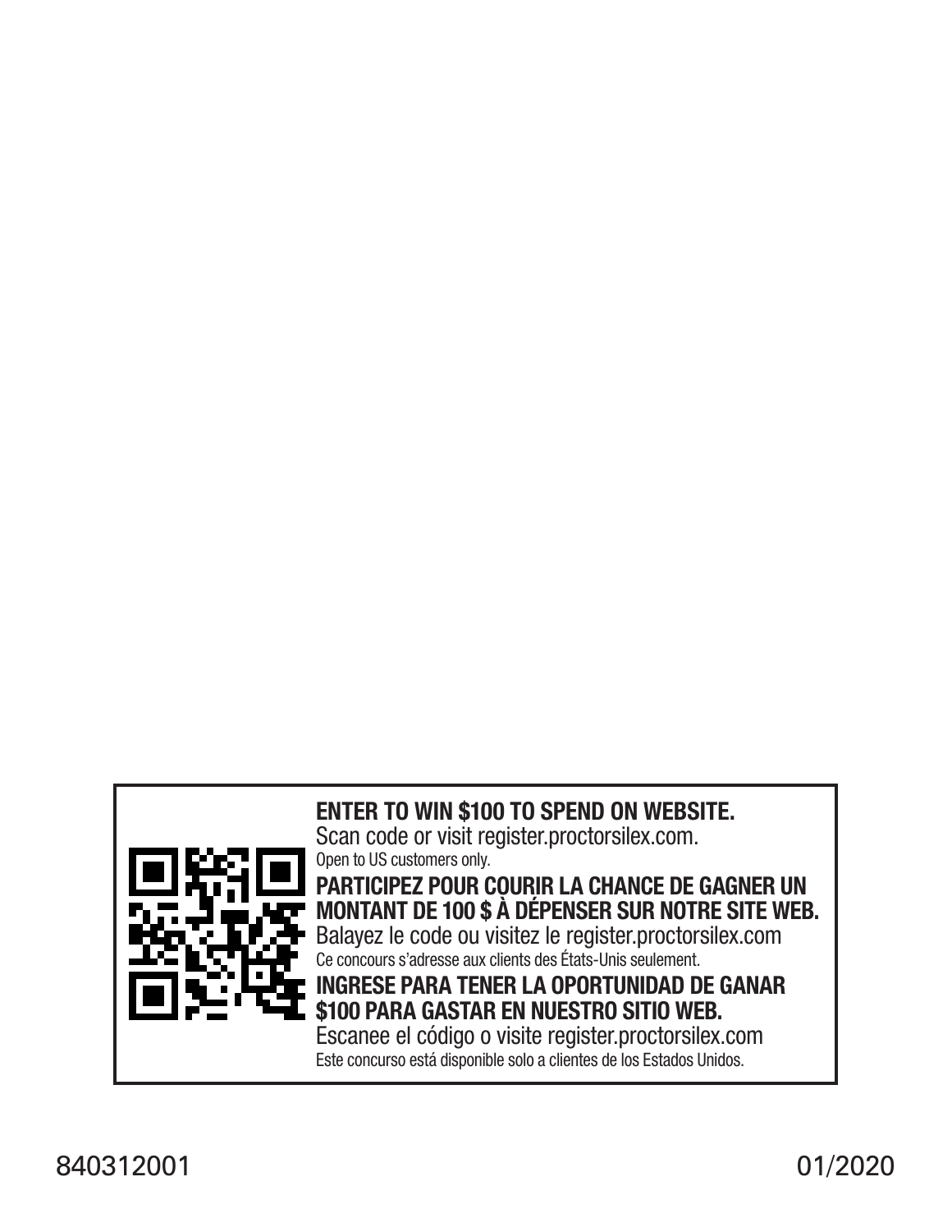**ENTER TO WIN $100 TO SPEND ON WEBSITE.**
Scan code or visit register.proctorsilex.com.
Open to US customers only.

**PARTICIPEZ POUR COURIR LA CHANCE DE GAGNER UN MONTANT DE 100 $ À DÉPENSER SUR NOTRE SITE WEB.**
Balayez le code ou visitez le register.proctorsilex.com
Ce concours s'adresse aux clients des États-Unis seulement.

**INGRESE PARA TENER LA OPORTUNIDAD DE GANAR $100 PARA GASTAR EN NUESTRO SITIO WEB.**
Escanee el código o visite register.proctorsilex.com
Este concurso está disponible solo a clientes de los Estados Unidos.

840312001 01/2020